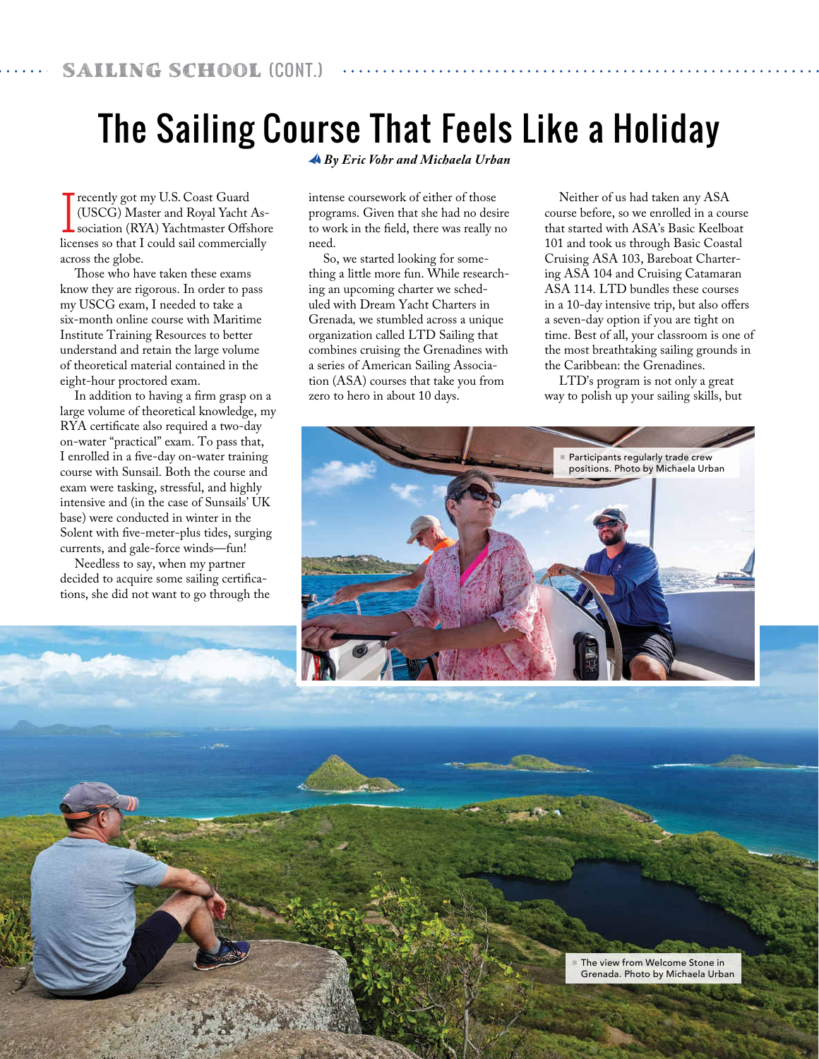# The Sailing Course That Feels Like a Holiday

*By Eric Vohr and Michaela Urban*

I recently got my U.S. Coast Guard (USCG) Master and Royal Yacht Association (RYA) Yachtmaster Offshore licenses so that I could sail commercially across the globe.

Those who have taken these exams know they are rigorous. In order to pass my USCG exam, I needed to take a six-month online course with Maritime Institute Training Resources to better understand and retain the large volume of theoretical material contained in the eight-hour proctored exam.

In addition to having a firm grasp on a large volume of theoretical knowledge, my RYA certificate also required a two-day on-water "practical" exam. To pass that, I enrolled in a five-day on-water training course with Sunsail. Both the course and exam were tasking, stressful, and highly intensive and (in the case of Sunsails' UK base) were conducted in winter in the Solent with five-meter-plus tides, surging currents, and gale-force winds—fun!

Needless to say, when my partner decided to acquire some sailing certifications, she did not want to go through the intense coursework of either of those programs. Given that she had no desire to work in the field, there was really no need.

So, we started looking for something a little more fun. While researching an upcoming charter we scheduled with Dream Yacht Charters in Grenada, we stumbled across a unique organization called LTD Sailing that combines cruising the Grenadines with a series of American Sailing Association (ASA) courses that take you from zero to hero in about 10 days.

Neither of us had taken any ASA course before, so we enrolled in a course that started with ASA's Basic Keelboat 101 and took us through Basic Coastal Cruising ASA 103, Bareboat Chartering ASA 104 and Cruising Catamaran ASA 114. LTD bundles these courses in a 10-day intensive trip, but also offers a seven-day option if you are tight on time. Best of all, your classroom is one of the most breathtaking sailing grounds in the Caribbean: the Grenadines.

LTD's program is not only a great way to polish up your sailing skills, but

Participants regularly trade crew positions. Photo by Michaela Urban

The view from Welcome Stone in Grenada. Photo by Michaela Urban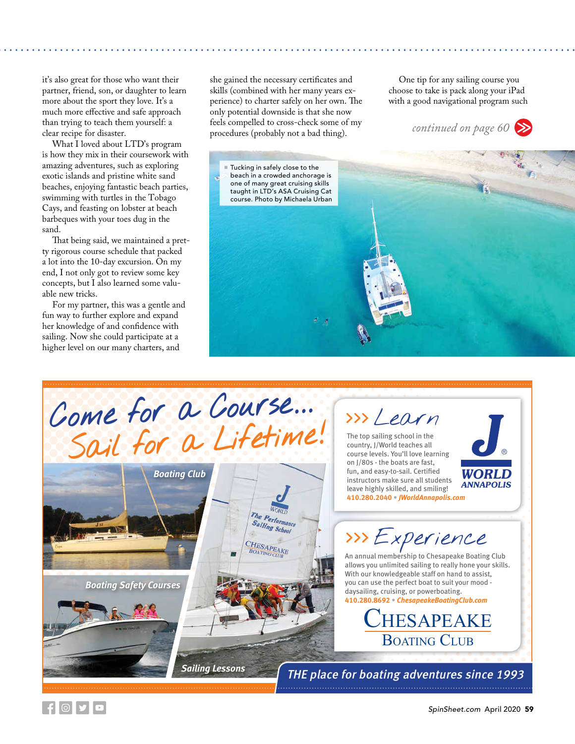it's also great for those who want their partner, friend, son, or daughter to learn more about the sport they love. It's a much more effective and safe approach than trying to teach them yourself: a clear recipe for disaster.

What I loved about LTD's program is how they mix in their coursework with amazing adventures, such as exploring exotic islands and pristine white sand beaches, enjoying fantastic beach parties, swimming with turtles in the Tobago Cays, and feasting on lobster at beach barbeques with your toes dug in the sand.

That being said, we maintained a pretty rigorous course schedule that packed a lot into the 10-day excursion. On my end, I not only got to review some key concepts, but I also learned some valuable new tricks.

For my partner, this was a gentle and fun way to further explore and expand her knowledge of and confidence with sailing. Now she could participate at a higher level on our many charters, and she gained the necessary certificates and skills (combined with her many years experience) to charter safely on her own. The only potential downside is that she now feels compelled to cross-check some of my procedures (probably not a bad thing).

One tip for any sailing course you choose to take is pack along your iPad with a good navigational program such

*continued on page 60*

Tucking in safely close to the beach in a crowded anchorage is one of many great cruising skills taught in LTD's ASA Cruising Cat course. Photo by Michaela Urban

---

# Come for a Course... Sail for a Lifetime!

Boating Club

Boating Safety Courses

Sailing Lessons

## >>> Learn

The top sailing school in the country, J/World teaches all course levels. You'll love learning on J/80s - the boats are fast, fun, and easy-to-sail. Certified instructors make sure all students leave highly skilled, and smiling!
**410.280.2040 • *JWorldAnnapolis.com***

J WORLD ANNAPOLIS

## >>> Experience

An annual membership to Chesapeake Boating Club allows you unlimited sailing to really hone your skills. With our knowledgeable staff on hand to assist, you can use the perfect boat to suit your mood - daysailing, cruising, or powerboating.
**410.280.8692 • *ChesapeakeBoatingClub.com***

CHESAPEAKE BOATING CLUB

***THE place for boating adventures since 1993***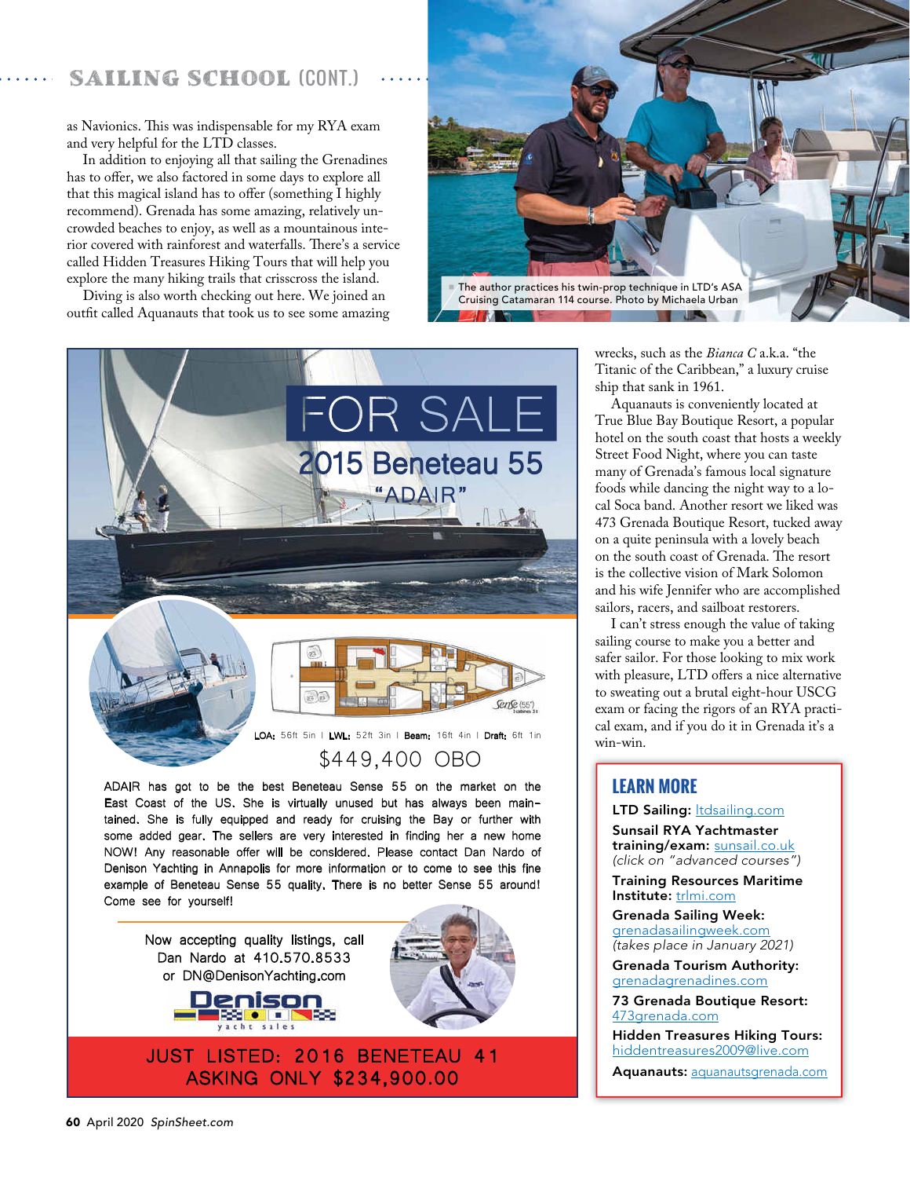## SAILING SCHOOL (CONT.)

as Navionics. This was indispensable for my RYA exam and very helpful for the LTD classes.

In addition to enjoying all that sailing the Grenadines has to offer, we also factored in some days to explore all that this magical island has to offer (something I highly recommend). Grenada has some amazing, relatively uncrowded beaches to enjoy, as well as a mountainous interior covered with rainforest and waterfalls. There's a service called Hidden Treasures Hiking Tours that will help you explore the many hiking trails that crisscross the island.

Diving is also worth checking out here. We joined an outfit called Aquanauts that took us to see some amazing wrecks, such as the *Bianca C* a.k.a. "the Titanic of the Caribbean," a luxury cruise ship that sank in 1961.

Aquanauts is conveniently located at True Blue Bay Boutique Resort, a popular hotel on the south coast that hosts a weekly Street Food Night, where you can taste many of Grenada's famous local signature foods while dancing the night way to a local Soca band. Another resort we liked was 473 Grenada Boutique Resort, tucked away on a quite peninsula with a lovely beach on the south coast of Grenada. The resort is the collective vision of Mark Solomon and his wife Jennifer who are accomplished sailors, racers, and sailboat restorers.

I can't stress enough the value of taking sailing course to make you a better and safer sailor. For those looking to mix work with pleasure, LTD offers a nice alternative to sweating out a brutal eight-hour USCG exam or facing the rigors of an RYA practical exam, and if you do it in Grenada it's a win-win.

The author practices his twin-prop technique in LTD's ASA Cruising Catamaran 114 course. Photo by Michaela Urban

### LEARN MORE

**LTD Sailing:** ltdsailing.com

**Sunsail RYA Yachtmaster training/exam:** sunsail.co.uk *(click on "advanced courses")*

**Training Resources Maritime Institute:** trlmi.com

**Grenada Sailing Week:** grenadasailingweek.com *(takes place in January 2021)*

**Grenada Tourism Authority:** grenadagrenadines.com

**73 Grenada Boutique Resort:** 473grenada.com

**Hidden Treasures Hiking Tours:** hiddentreasures2009@live.com

**Aquanauts:** aquanautsgrenada.com

---

FOR SALE

2015 Beneteau 55

"ADAIR"

LOA: 56ft 5in | LWL: 52ft 3in | Beam: 16ft 4in | Draft: 6ft 1in

$449,400 OBO

ADAIR has got to be the best Beneteau Sense 55 on the market on the East Coast of the US. She is virtually unused but has always been maintained. She is fully equipped and ready for cruising the Bay or further with some added gear. The sellers are very interested in finding her a new home NOW! Any reasonable offer will be considered. Please contact Dan Nardo of Denison Yachting in Annapolis for more information or to come to see this fine example of Beneteau Sense 55 quality. There is no better Sense 55 around! Come see for yourself!

Now accepting quality listings, call Dan Nardo at 410.570.8533 or DN@DenisonYachting.com

Denison yacht sales

JUST LISTED: 2016 BENETEAU 41 ASKING ONLY $234,900.00